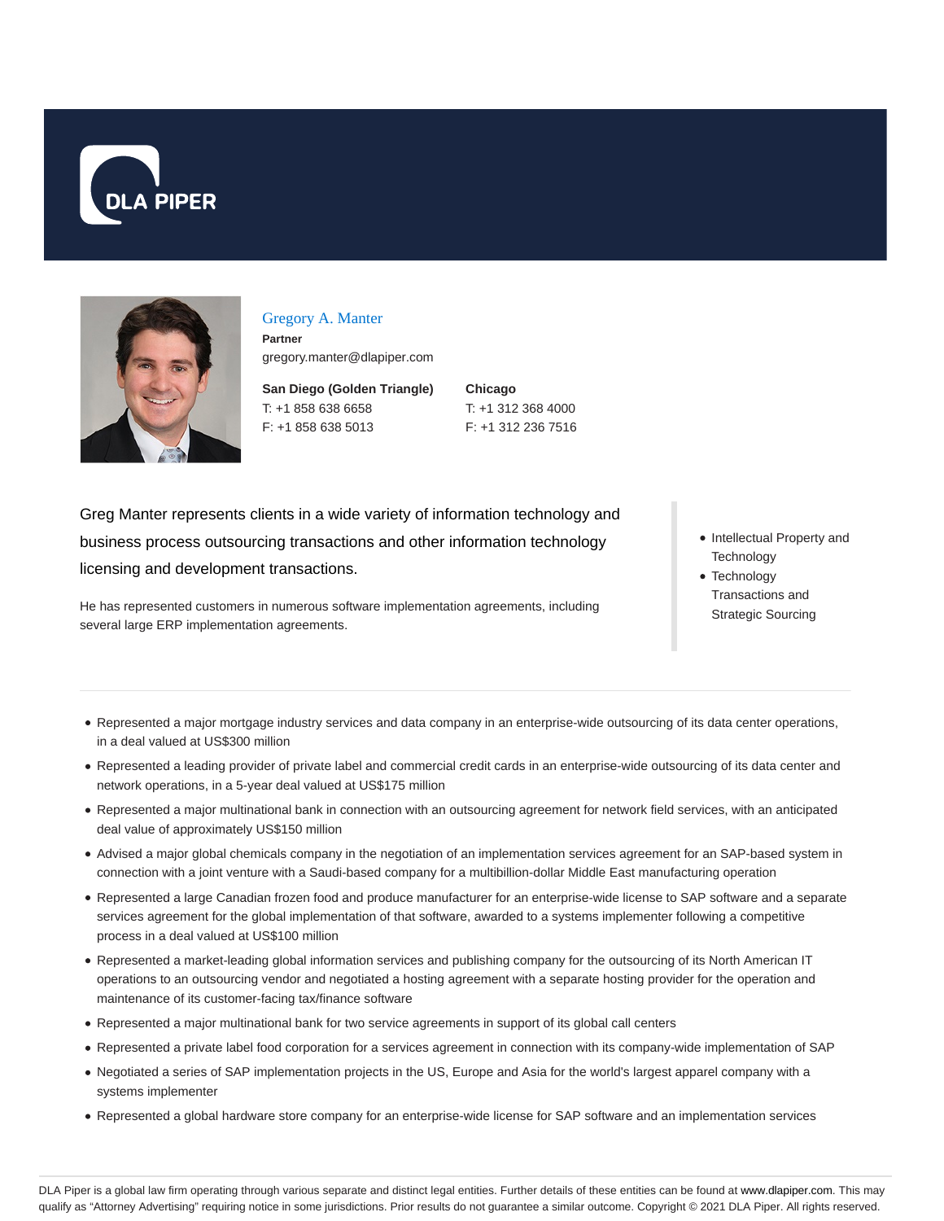DLA PIPER

## Gregory A. Manter

**Partner**

gregory.manter@dlapiper.com

**San Diego (Golden Triangle)**
T: +1 858 638 6658
F: +1 858 638 5013

**Chicago**
T: +1 312 368 4000
F: +1 312 236 7516

Greg Manter represents clients in a wide variety of information technology and business process outsourcing transactions and other information technology licensing and development transactions.

He has represented customers in numerous software implementation agreements, including several large ERP implementation agreements.

- Intellectual Property and Technology
- Technology Transactions and Strategic Sourcing

---

- Represented a major mortgage industry services and data company in an enterprise-wide outsourcing of its data center operations, in a deal valued at US$300 million
- Represented a leading provider of private label and commercial credit cards in an enterprise-wide outsourcing of its data center and network operations, in a 5-year deal valued at US$175 million
- Represented a major multinational bank in connection with an outsourcing agreement for network field services, with an anticipated deal value of approximately US$150 million
- Advised a major global chemicals company in the negotiation of an implementation services agreement for an SAP-based system in connection with a joint venture with a Saudi-based company for a multibillion-dollar Middle East manufacturing operation
- Represented a large Canadian frozen food and produce manufacturer for an enterprise-wide license to SAP software and a separate services agreement for the global implementation of that software, awarded to a systems implementer following a competitive process in a deal valued at US$100 million
- Represented a market-leading global information services and publishing company for the outsourcing of its North American IT operations to an outsourcing vendor and negotiated a hosting agreement with a separate hosting provider for the operation and maintenance of its customer-facing tax/finance software
- Represented a major multinational bank for two service agreements in support of its global call centers
- Represented a private label food corporation for a services agreement in connection with its company-wide implementation of SAP
- Negotiated a series of SAP implementation projects in the US, Europe and Asia for the world's largest apparel company with a systems implementer
- Represented a global hardware store company for an enterprise-wide license for SAP software and an implementation services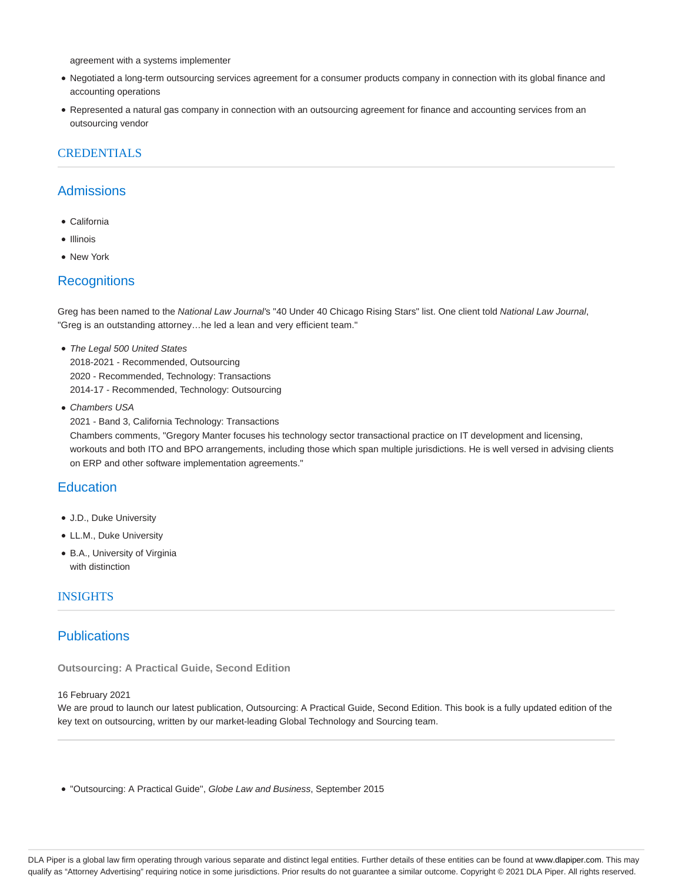agreement with a systems implementer

- Negotiated a long-term outsourcing services agreement for a consumer products company in connection with its global finance and accounting operations
- Represented a natural gas company in connection with an outsourcing agreement for finance and accounting services from an outsourcing vendor

## CREDENTIALS

### Admissions

- California
- Illinois
- New York

### Recognitions

Greg has been named to the *National Law Journal*'s "40 Under 40 Chicago Rising Stars" list. One client told *National Law Journal*, "Greg is an outstanding attorney…he led a lean and very efficient team."

- *The Legal 500 United States*
  2018-2021 - Recommended, Outsourcing
  2020 - Recommended, Technology: Transactions
  2014-17 - Recommended, Technology: Outsourcing
- *Chambers USA*
  2021 - Band 3, California Technology: Transactions
  Chambers comments, "Gregory Manter focuses his technology sector transactional practice on IT development and licensing, workouts and both ITO and BPO arrangements, including those which span multiple jurisdictions. He is well versed in advising clients on ERP and other software implementation agreements."

### Education

- J.D., Duke University
- LL.M., Duke University
- B.A., University of Virginia
  with distinction

## INSIGHTS

### Publications

**Outsourcing: A Practical Guide, Second Edition**

16 February 2021
We are proud to launch our latest publication, Outsourcing: A Practical Guide, Second Edition. This book is a fully updated edition of the key text on outsourcing, written by our market-leading Global Technology and Sourcing team.

---

- "Outsourcing: A Practical Guide", *Globe Law and Business*, September 2015

DLA Piper is a global law firm operating through various separate and distinct legal entities. Further details of these entities can be found at www.dlapiper.com. This may qualify as "Attorney Advertising" requiring notice in some jurisdictions. Prior results do not guarantee a similar outcome. Copyright © 2021 DLA Piper. All rights reserved.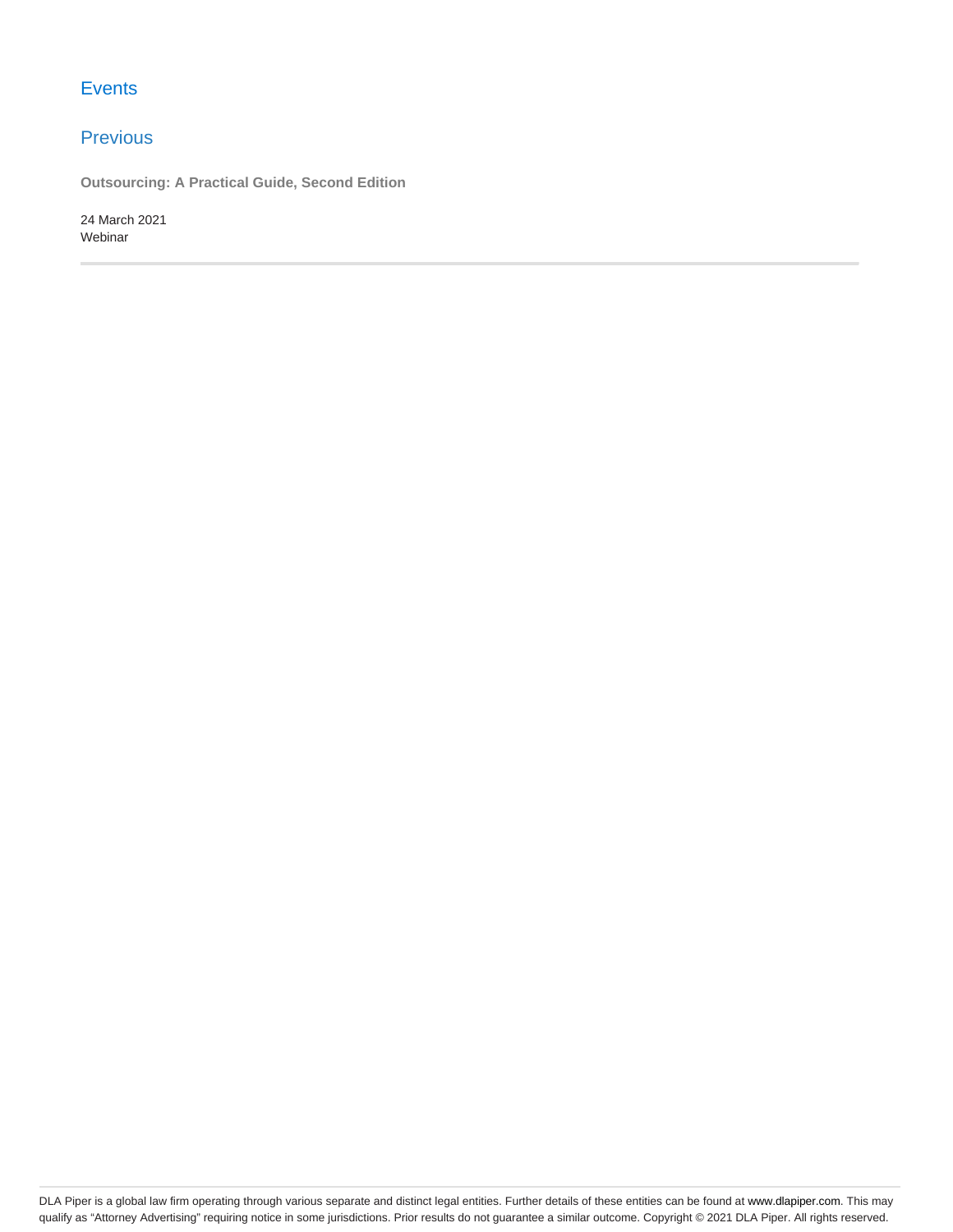## Events

### Previous

**Outsourcing: A Practical Guide, Second Edition**

24 March 2021
Webinar

---

DLA Piper is a global law firm operating through various separate and distinct legal entities. Further details of these entities can be found at www.dlapiper.com. This may qualify as "Attorney Advertising" requiring notice in some jurisdictions. Prior results do not guarantee a similar outcome. Copyright © 2021 DLA Piper. All rights reserved.